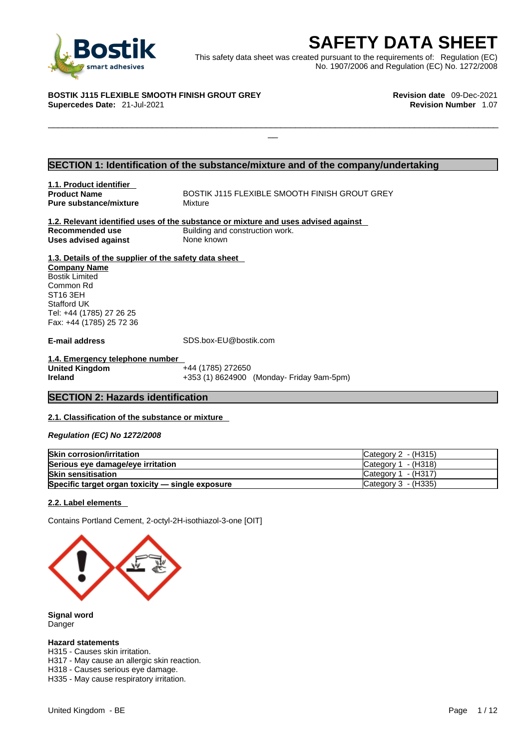# SAFETY DATA SHEET

This safety data sheet was created pursuant to the requirements of: Regulation (EC) No. 1907/2006 and Regulation (EC) No. 1272/2008

**BOSTIK J115 FLEXIBLE SMOOTH FINISH GROUT GREY**
**Supercedes Date:** 21-Jul-2021

**Revision date** 09-Dec-2021
**Revision Number** 1.07

## SECTION 1: Identification of the substance/mixture and of the company/undertaking

**1.1. Product identifier**

**Product Name** BOSTIK J115 FLEXIBLE SMOOTH FINISH GROUT GREY
**Pure substance/mixture** Mixture

**1.2. Relevant identified uses of the substance or mixture and uses advised against**

**Recommended use** Building and construction work.
**Uses advised against** None known

**1.3. Details of the supplier of the safety data sheet**

**Company Name**
Bostik Limited
Common Rd
ST16 3EH
Stafford UK
Tel: +44 (1785) 27 26 25
Fax: +44 (1785) 25 72 36

**E-mail address** SDS.box-EU@bostik.com

**1.4. Emergency telephone number**

**United Kingdom** +44 (1785) 272650
**Ireland** +353 (1) 8624900 (Monday- Friday 9am-5pm)

## SECTION 2: Hazards identification

**2.1. Classification of the substance or mixture**

***Regulation (EC) No 1272/2008***

| | |
|---|---|
| **Skin corrosion/irritation** | Category 2 - (H315) |
| **Serious eye damage/eye irritation** | Category 1 - (H318) |
| **Skin sensitisation** | Category 1 - (H317) |
| **Specific target organ toxicity — single exposure** | Category 3 - (H335) |

**2.2. Label elements**

Contains Portland Cement, 2-octyl-2H-isothiazol-3-one [OIT]

**Signal word**
Danger

**Hazard statements**
H315 - Causes skin irritation.
H317 - May cause an allergic skin reaction.
H318 - Causes serious eye damage.
H335 - May cause respiratory irritation.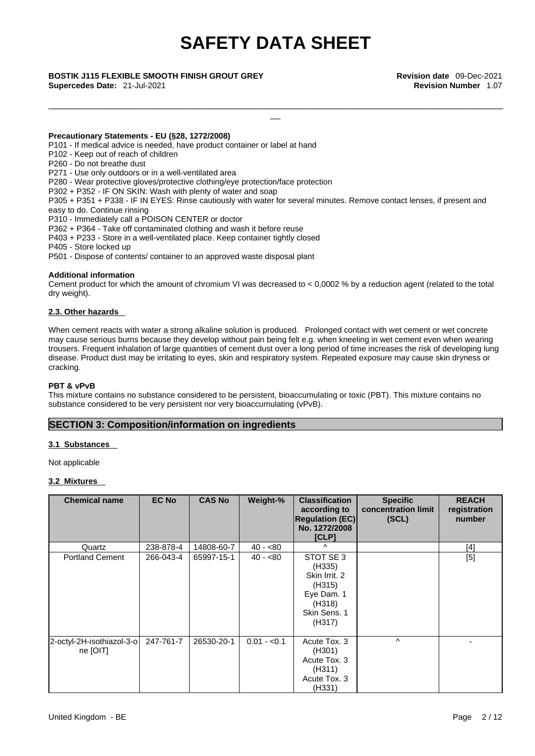**Precautionary Statements - EU (§28, 1272/2008)**

P101 - If medical advice is needed, have product container or label at hand
P102 - Keep out of reach of children
P260 - Do not breathe dust
P271 - Use only outdoors or in a well-ventilated area
P280 - Wear protective gloves/protective clothing/eye protection/face protection
P302 + P352 - IF ON SKIN: Wash with plenty of water and soap
P305 + P351 + P338 - IF IN EYES: Rinse cautiously with water for several minutes. Remove contact lenses, if present and easy to do. Continue rinsing
P310 - Immediately call a POISON CENTER or doctor
P362 + P364 - Take off contaminated clothing and wash it before reuse
P403 + P233 - Store in a well-ventilated place. Keep container tightly closed
P405 - Store locked up
P501 - Dispose of contents/ container to an approved waste disposal plant

**Additional information**

Cement product for which the amount of chromium VI was decreased to < 0,0002 % by a reduction agent (related to the total dry weight).

**2.3. Other hazards**

When cement reacts with water a strong alkaline solution is produced. Prolonged contact with wet cement or wet concrete may cause serious burns because they develop without pain being felt e.g. when kneeling in wet cement even when wearing trousers. Frequent inhalation of large quantities of cement dust over a long period of time increases the risk of developing lung disease. Product dust may be irritating to eyes, skin and respiratory system. Repeated exposure may cause skin dryness or cracking.

**PBT & vPvB**

This mixture contains no substance considered to be persistent, bioaccumulating or toxic (PBT). This mixture contains no substance considered to be very persistent nor very bioaccumulating (vPvB).

## SECTION 3: Composition/information on ingredients

**3.1 Substances**

Not applicable

**3.2 Mixtures**

| Chemical name | EC No | CAS No | Weight-% | Classification according to Regulation (EC) No. 1272/2008 [CLP] | Specific concentration limit (SCL) | REACH registration number |
|---|---|---|---|---|---|---|
| Quartz | 238-878-4 | 14808-60-7 | 40 - <80 | ^ | | [4] |
| Portland Cement | 266-043-4 | 65997-15-1 | 40 - <80 | STOT SE 3 (H335) Skin Irrit. 2 (H315) Eye Dam. 1 (H318) Skin Sens. 1 (H317) | | [5] |
| 2-octyl-2H-isothiazol-3-one [OIT] | 247-761-7 | 26530-20-1 | 0.01 - <0.1 | Acute Tox. 3 (H301) Acute Tox. 3 (H311) Acute Tox. 3 (H331) | ^ | - |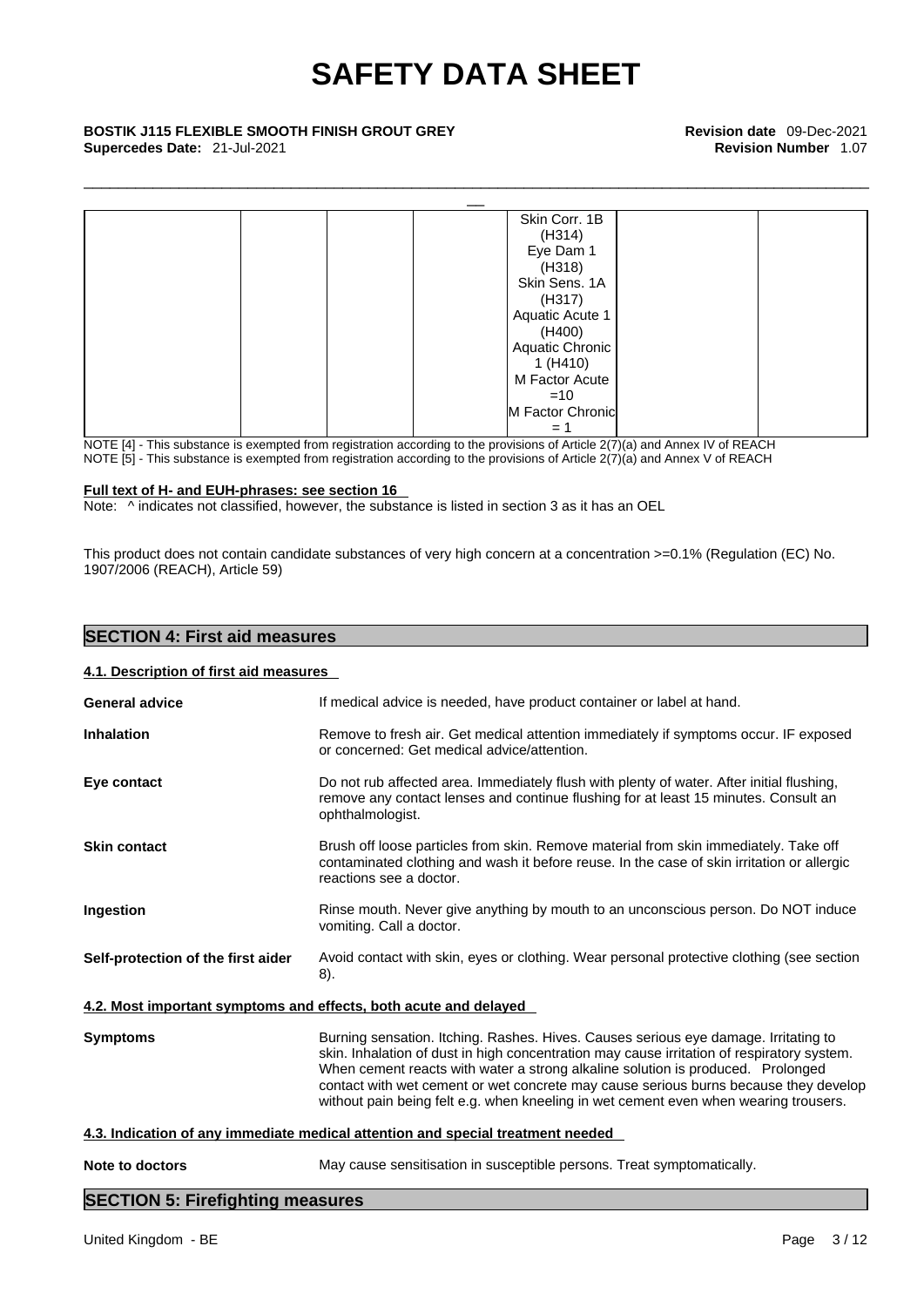| | | | | | | |
|---|---|---|---|---|---|---|
| | | | | Skin Corr. 1B (H314) Eye Dam 1 (H318) Skin Sens. 1A (H317) Aquatic Acute 1 (H400) Aquatic Chronic 1 (H410) M Factor Acute =10 M Factor Chronic = 1 | | |

NOTE [4] - This substance is exempted from registration according to the provisions of Article 2(7)(a) and Annex IV of REACH
NOTE [5] - This substance is exempted from registration according to the provisions of Article 2(7)(a) and Annex V of REACH

**Full text of H- and EUH-phrases: see section 16**

Note: ^ indicates not classified, however, the substance is listed in section 3 as it has an OEL

This product does not contain candidate substances of very high concern at a concentration >=0.1% (Regulation (EC) No. 1907/2006 (REACH), Article 59)

## SECTION 4: First aid measures

### 4.1. Description of first aid measures

**General advice**
If medical advice is needed, have product container or label at hand.

**Inhalation**
Remove to fresh air. Get medical attention immediately if symptoms occur. IF exposed or concerned: Get medical advice/attention.

**Eye contact**
Do not rub affected area. Immediately flush with plenty of water. After initial flushing, remove any contact lenses and continue flushing for at least 15 minutes. Consult an ophthalmologist.

**Skin contact**
Brush off loose particles from skin. Remove material from skin immediately. Take off contaminated clothing and wash it before reuse. In the case of skin irritation or allergic reactions see a doctor.

**Ingestion**
Rinse mouth. Never give anything by mouth to an unconscious person. Do NOT induce vomiting. Call a doctor.

**Self-protection of the first aider**
Avoid contact with skin, eyes or clothing. Wear personal protective clothing (see section 8).

### 4.2. Most important symptoms and effects, both acute and delayed

**Symptoms**
Burning sensation. Itching. Rashes. Hives. Causes serious eye damage. Irritating to skin. Inhalation of dust in high concentration may cause irritation of respiratory system. When cement reacts with water a strong alkaline solution is produced. Prolonged contact with wet cement or wet concrete may cause serious burns because they develop without pain being felt e.g. when kneeling in wet cement even when wearing trousers.

### 4.3. Indication of any immediate medical attention and special treatment needed

**Note to doctors**
May cause sensitisation in susceptible persons. Treat symptomatically.

## SECTION 5: Firefighting measures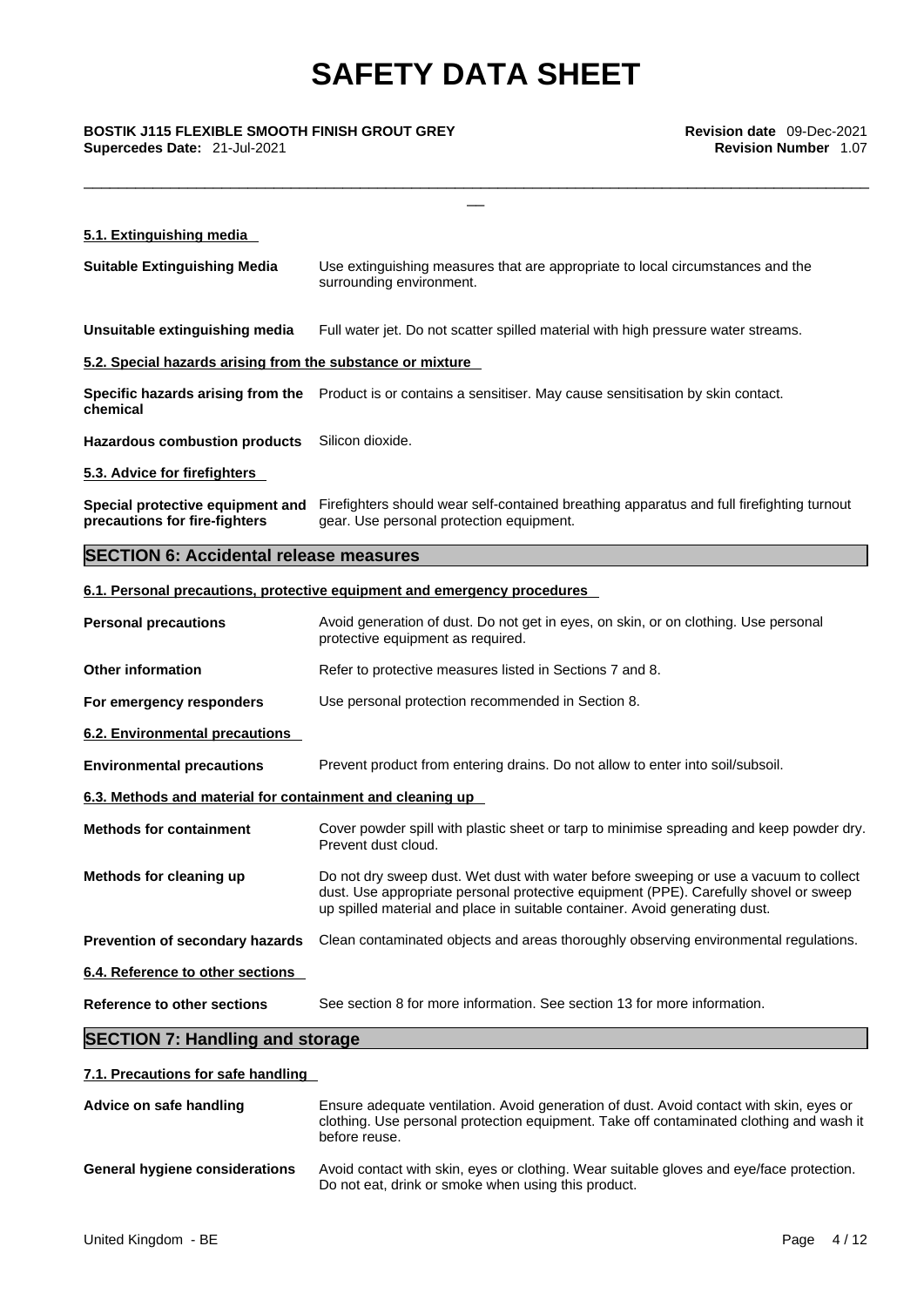#### 5.1. Extinguishing media

**Suitable Extinguishing Media** Use extinguishing measures that are appropriate to local circumstances and the surrounding environment.

**Unsuitable extinguishing media** Full water jet. Do not scatter spilled material with high pressure water streams.

#### 5.2. Special hazards arising from the substance or mixture

**Specific hazards arising from the chemical** Product is or contains a sensitiser. May cause sensitisation by skin contact.

**Hazardous combustion products** Silicon dioxide.

#### 5.3. Advice for firefighters

**Special protective equipment and precautions for fire-fighters** Firefighters should wear self-contained breathing apparatus and full firefighting turnout gear. Use personal protection equipment.

## SECTION 6: Accidental release measures

#### 6.1. Personal precautions, protective equipment and emergency procedures

**Personal precautions** Avoid generation of dust. Do not get in eyes, on skin, or on clothing. Use personal protective equipment as required.

**Other information** Refer to protective measures listed in Sections 7 and 8.

**For emergency responders** Use personal protection recommended in Section 8.

#### 6.2. Environmental precautions

**Environmental precautions** Prevent product from entering drains. Do not allow to enter into soil/subsoil.

#### 6.3. Methods and material for containment and cleaning up

**Methods for containment** Cover powder spill with plastic sheet or tarp to minimise spreading and keep powder dry. Prevent dust cloud.

**Methods for cleaning up** Do not dry sweep dust. Wet dust with water before sweeping or use a vacuum to collect dust. Use appropriate personal protective equipment (PPE). Carefully shovel or sweep up spilled material and place in suitable container. Avoid generating dust.

**Prevention of secondary hazards** Clean contaminated objects and areas thoroughly observing environmental regulations.

#### 6.4. Reference to other sections

**Reference to other sections** See section 8 for more information. See section 13 for more information.

## SECTION 7: Handling and storage

#### 7.1. Precautions for safe handling

**Advice on safe handling** Ensure adequate ventilation. Avoid generation of dust. Avoid contact with skin, eyes or clothing. Use personal protection equipment. Take off contaminated clothing and wash it before reuse.

**General hygiene considerations** Avoid contact with skin, eyes or clothing. Wear suitable gloves and eye/face protection. Do not eat, drink or smoke when using this product.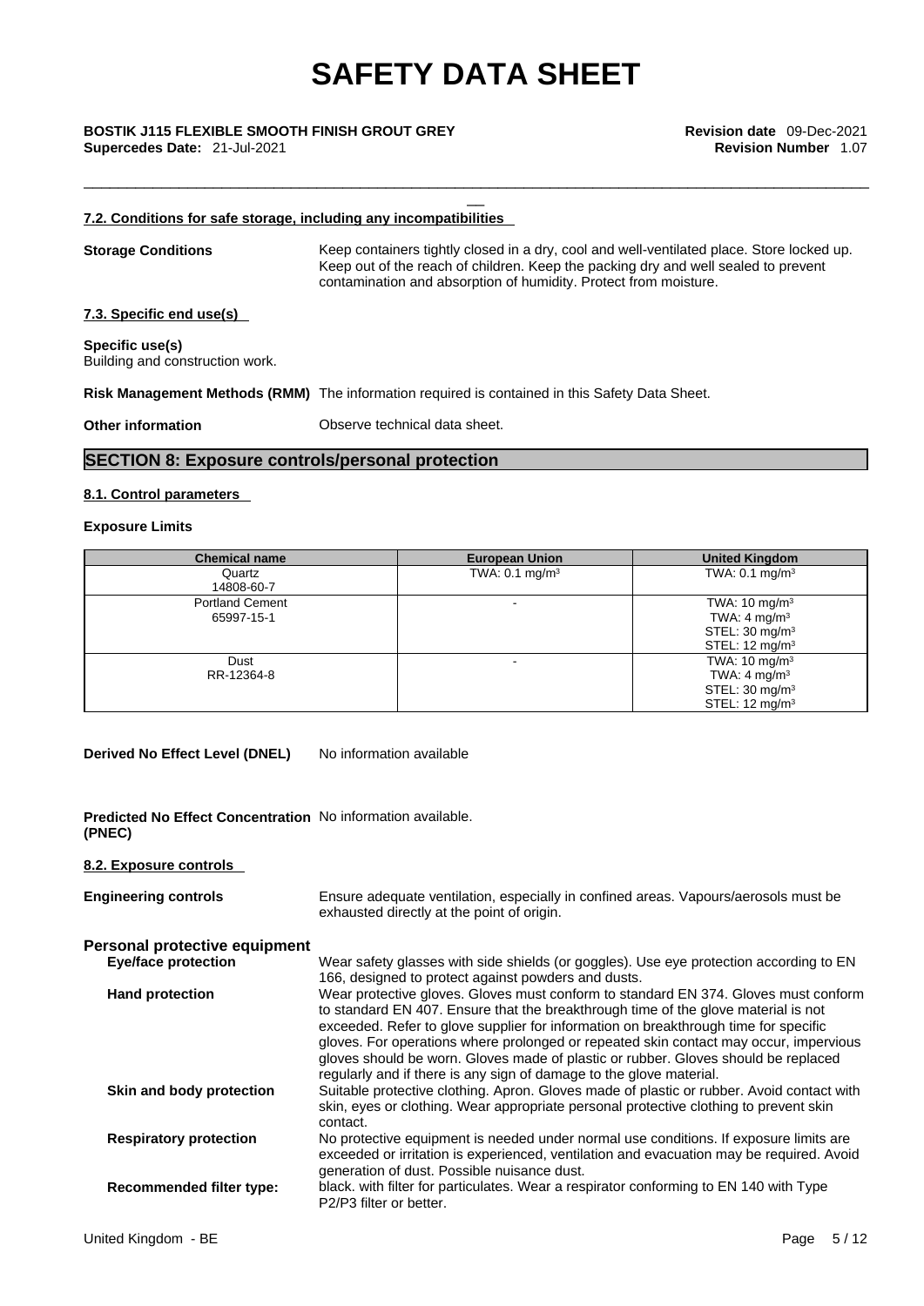### 7.2. Conditions for safe storage, including any incompatibilities

**Storage Conditions** Keep containers tightly closed in a dry, cool and well-ventilated place. Store locked up. Keep out of the reach of children. Keep the packing dry and well sealed to prevent contamination and absorption of humidity. Protect from moisture.

### 7.3. Specific end use(s)

**Specific use(s)**
Building and construction work.

**Risk Management Methods (RMM)** The information required is contained in this Safety Data Sheet.

**Other information** Observe technical data sheet.

## SECTION 8: Exposure controls/personal protection

### 8.1. Control parameters

**Exposure Limits**

| Chemical name | European Union | United Kingdom |
|---|---|---|
| Quartz<br>14808-60-7 | TWA: 0.1 mg/m$^3$ | TWA: 0.1 mg/m$^3$ |
| Portland Cement<br>65997-15-1 | - | TWA: 10 mg/m$^3$<br>TWA: 4 mg/m$^3$<br>STEL: 30 mg/m$^3$<br>STEL: 12 mg/m$^3$ |
| Dust<br>RR-12364-8 | - | TWA: 10 mg/m$^3$<br>TWA: 4 mg/m$^3$<br>STEL: 30 mg/m$^3$<br>STEL: 12 mg/m$^3$ |

**Derived No Effect Level (DNEL)** No information available

**Predicted No Effect Concentration (PNEC)** No information available.

### 8.2. Exposure controls

**Engineering controls** Ensure adequate ventilation, especially in confined areas. Vapours/aerosols must be exhausted directly at the point of origin.

**Personal protective equipment**

**Eye/face protection** Wear safety glasses with side shields (or goggles). Use eye protection according to EN 166, designed to protect against powders and dusts.

**Hand protection** Wear protective gloves. Gloves must conform to standard EN 374. Gloves must conform to standard EN 407. Ensure that the breakthrough time of the glove material is not exceeded. Refer to glove supplier for information on breakthrough time for specific gloves. For operations where prolonged or repeated skin contact may occur, impervious gloves should be worn. Gloves made of plastic or rubber. Gloves should be replaced regularly and if there is any sign of damage to the glove material.

**Skin and body protection** Suitable protective clothing. Apron. Gloves made of plastic or rubber. Avoid contact with skin, eyes or clothing. Wear appropriate personal protective clothing to prevent skin contact.

**Respiratory protection** No protective equipment is needed under normal use conditions. If exposure limits are exceeded or irritation is experienced, ventilation and evacuation may be required. Avoid generation of dust. Possible nuisance dust.

**Recommended filter type:** black. with filter for particulates. Wear a respirator conforming to EN 140 with Type P2/P3 filter or better.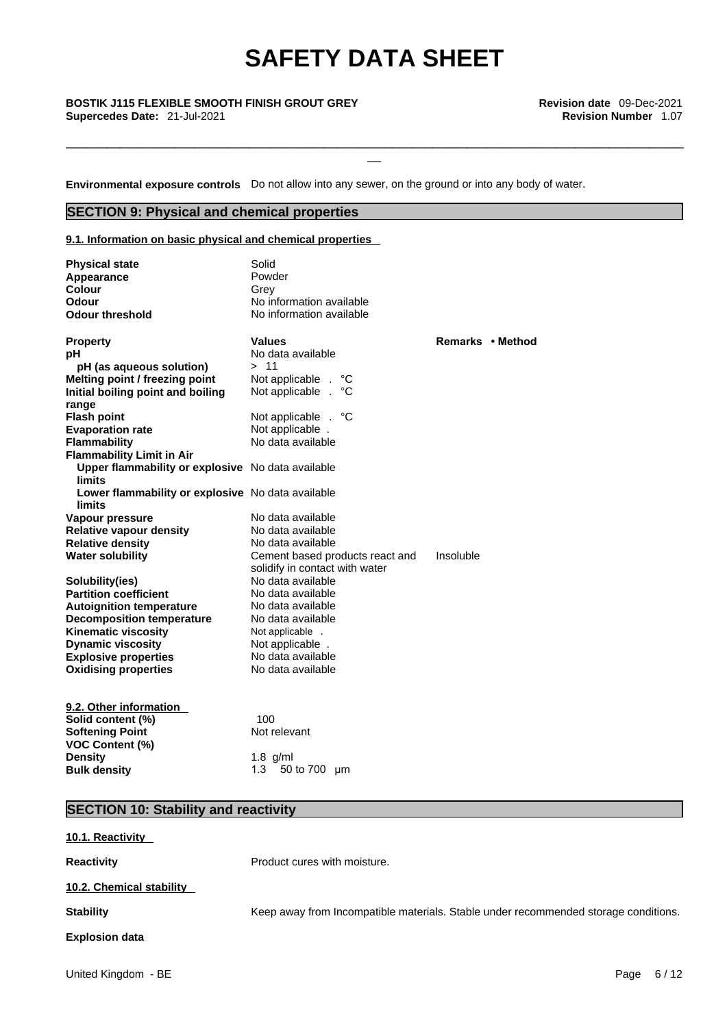**Environmental exposure controls** Do not allow into any sewer, on the ground or into any body of water.

## SECTION 9: Physical and chemical properties

### 9.1. Information on basic physical and chemical properties

| | |
|---|---|
| **Physical state** | Solid |
| **Appearance** | Powder |
| **Colour** | Grey |
| **Odour** | No information available |
| **Odour threshold** | No information available |

| **Property** | **Values** | **Remarks • Method** |
|---|---|---|
| **pH** | No data available | |
| **pH (as aqueous solution)** | > 11 | |
| **Melting point / freezing point** | Not applicable . °C | |
| **Initial boiling point and boiling range** | Not applicable . °C | |
| **Flash point** | Not applicable . °C | |
| **Evaporation rate** | Not applicable . | |
| **Flammability** | No data available | |
| **Flammability Limit in Air** | | |
| **Upper flammability or explosive limits** | No data available | |
| **Lower flammability or explosive limits** | No data available | |
| **Vapour pressure** | No data available | |
| **Relative vapour density** | No data available | |
| **Relative density** | No data available | |
| **Water solubility** | Cement based products react and solidify in contact with water | Insoluble |
| **Solubility(ies)** | No data available | |
| **Partition coefficient** | No data available | |
| **Autoignition temperature** | No data available | |
| **Decomposition temperature** | No data available | |
| **Kinematic viscosity** | Not applicable . | |
| **Dynamic viscosity** | Not applicable . | |
| **Explosive properties** | No data available | |
| **Oxidising properties** | No data available | |

### 9.2. Other information

| | |
|---|---|
| **Solid content (%)** | 100 |
| **Softening Point** | Not relevant |
| **VOC Content (%)** | |
| **Density** | 1.8 g/ml |
| **Bulk density** | 1.3 50 to 700 µm |

## SECTION 10: Stability and reactivity

### 10.1. Reactivity

**Reactivity** Product cures with moisture.

### 10.2. Chemical stability

**Stability** Keep away from Incompatible materials. Stable under recommended storage conditions.

**Explosion data**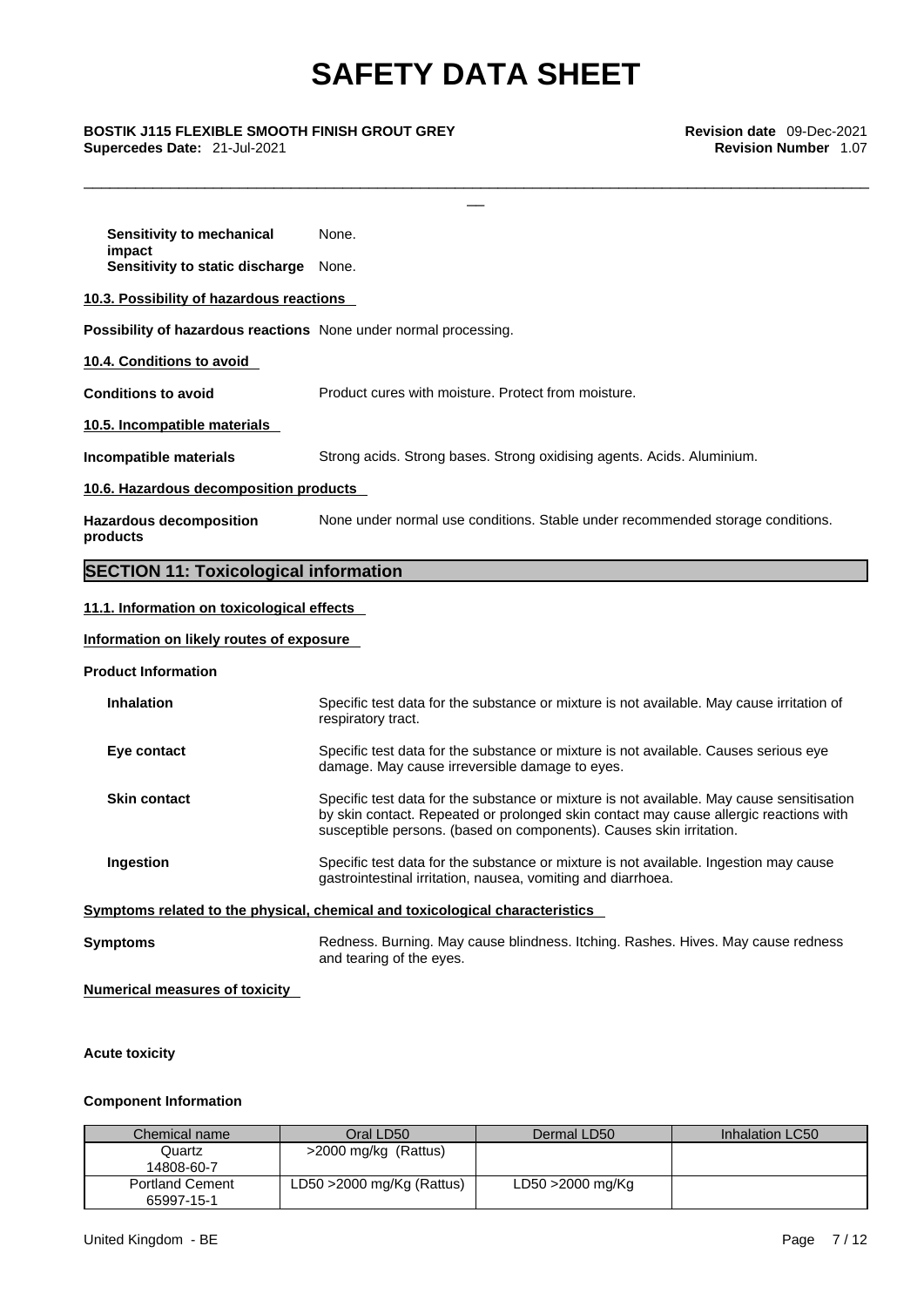**Sensitivity to mechanical impact** None.

**Sensitivity to static discharge** None.

**10.3. Possibility of hazardous reactions**

**Possibility of hazardous reactions** None under normal processing.

**10.4. Conditions to avoid**

**Conditions to avoid** Product cures with moisture. Protect from moisture.

**10.5. Incompatible materials**

**Incompatible materials** Strong acids. Strong bases. Strong oxidising agents. Acids. Aluminium.

**10.6. Hazardous decomposition products**

**Hazardous decomposition products** None under normal use conditions. Stable under recommended storage conditions.

## SECTION 11: Toxicological information

**11.1. Information on toxicological effects**

**Information on likely routes of exposure**

**Product Information**

**Inhalation** Specific test data for the substance or mixture is not available. May cause irritation of respiratory tract.

**Eye contact** Specific test data for the substance or mixture is not available. Causes serious eye damage. May cause irreversible damage to eyes.

**Skin contact** Specific test data for the substance or mixture is not available. May cause sensitisation by skin contact. Repeated or prolonged skin contact may cause allergic reactions with susceptible persons. (based on components). Causes skin irritation.

**Ingestion** Specific test data for the substance or mixture is not available. Ingestion may cause gastrointestinal irritation, nausea, vomiting and diarrhoea.

**Symptoms related to the physical, chemical and toxicological characteristics**

**Symptoms** Redness. Burning. May cause blindness. Itching. Rashes. Hives. May cause redness and tearing of the eyes.

**Numerical measures of toxicity**

**Acute toxicity**

**Component Information**

| Chemical name | Oral LD50 | Dermal LD50 | Inhalation LC50 |
|---|---|---|---|
| Quartz 14808-60-7 | >2000 mg/kg (Rattus) | | |
| Portland Cement 65997-15-1 | LD50 >2000 mg/Kg (Rattus) | LD50 >2000 mg/Kg | |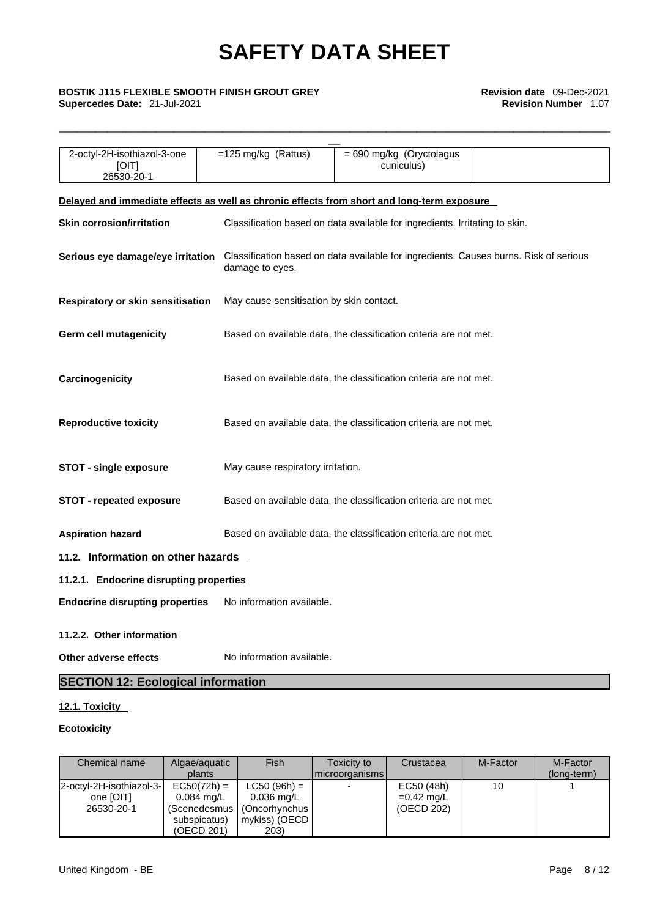| 2-octyl-2H-isothiazol-3-one [OIT] 26530-20-1 | =125 mg/kg (Rattus) | = 690 mg/kg (Oryctolagus cuniculus) | |
|---|---|---|---|

**Delayed and immediate effects as well as chronic effects from short and long-term exposure**

**Skin corrosion/irritation** Classification based on data available for ingredients. Irritating to skin.

**Serious eye damage/eye irritation** Classification based on data available for ingredients. Causes burns. Risk of serious damage to eyes.

**Respiratory or skin sensitisation** May cause sensitisation by skin contact.

**Germ cell mutagenicity** Based on available data, the classification criteria are not met.

**Carcinogenicity** Based on available data, the classification criteria are not met.

**Reproductive toxicity** Based on available data, the classification criteria are not met.

**STOT - single exposure** May cause respiratory irritation.

**STOT - repeated exposure** Based on available data, the classification criteria are not met.

**Aspiration hazard** Based on available data, the classification criteria are not met.

### 11.2. Information on other hazards

#### 11.2.1. Endocrine disrupting properties

**Endocrine disrupting properties** No information available.

#### 11.2.2. Other information

**Other adverse effects** No information available.

## SECTION 12: Ecological information

### 12.1. Toxicity

**Ecotoxicity**

| Chemical name | Algae/aquatic plants | Fish | Toxicity to microorganisms | Crustacea | M-Factor | M-Factor (long-term) |
|---|---|---|---|---|---|---|
| 2-octyl-2H-isothiazol-3-one [OIT] 26530-20-1 | EC50(72h) = 0.084 mg/L (Scenedesmus subspicatus) (OECD 201) | LC50 (96h) = 0.036 mg/L (Oncorhynchus mykiss) (OECD 203) | - | EC50 (48h) =0.42 mg/L (OECD 202) | 10 | 1 |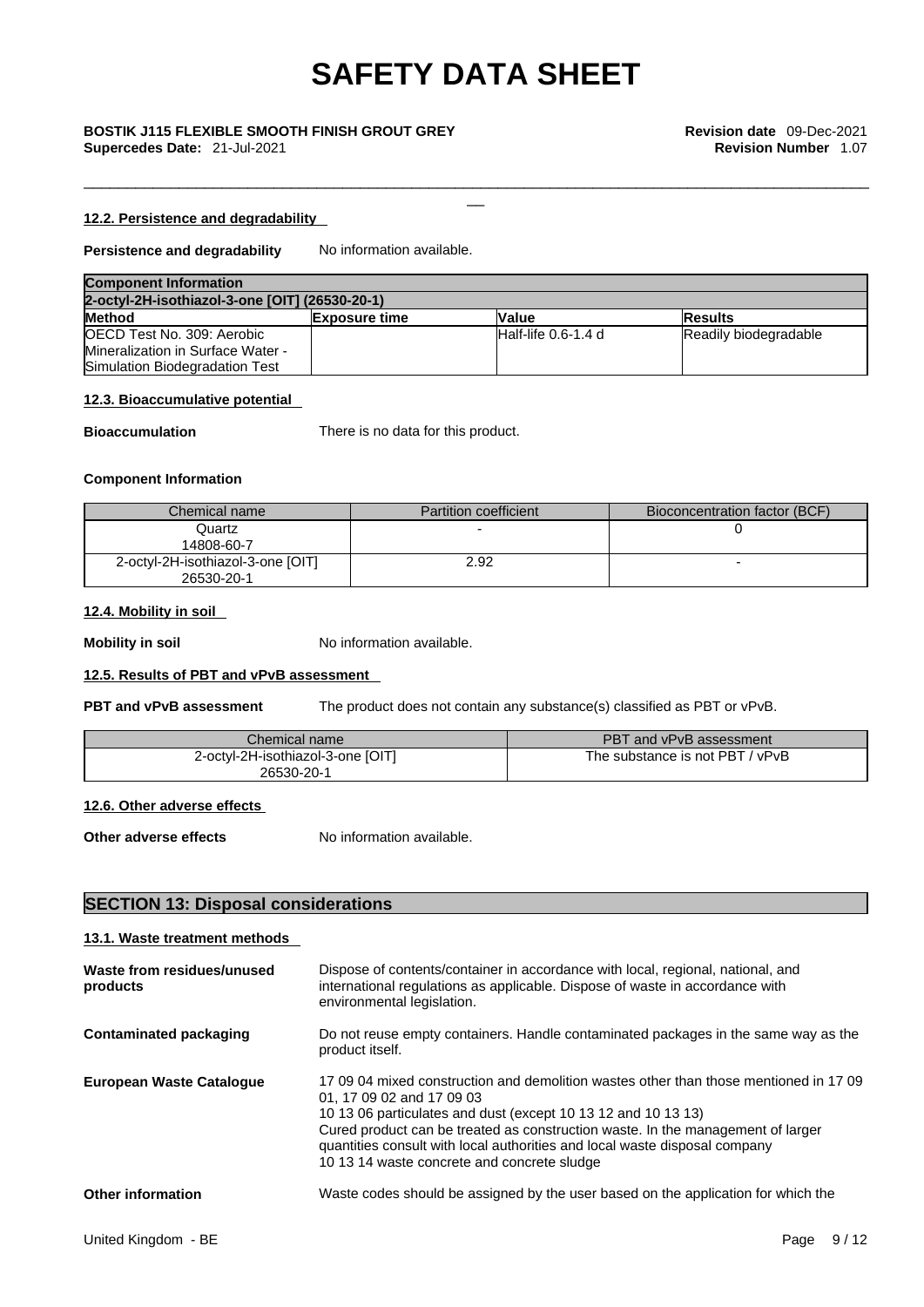#### 12.2. Persistence and degradability

**Persistence and degradability** No information available.

| Component Information | | | |
|---|---|---|---|
| **2-octyl-2H-isothiazol-3-one [OIT] (26530-20-1)** | | | |
| **Method** | **Exposure time** | **Value** | **Results** |
| OECD Test No. 309: Aerobic Mineralization in Surface Water - Simulation Biodegradation Test | | Half-life 0.6-1.4 d | Readily biodegradable |

#### 12.3. Bioaccumulative potential

**Bioaccumulation** There is no data for this product.

**Component Information**

| Chemical name | Partition coefficient | Bioconcentration factor (BCF) |
|---|---|---|
| Quartz 14808-60-7 | - | 0 |
| 2-octyl-2H-isothiazol-3-one [OIT] 26530-20-1 | 2.92 | - |

#### 12.4. Mobility in soil

**Mobility in soil** No information available.

#### 12.5. Results of PBT and vPvB assessment

**PBT and vPvB assessment** The product does not contain any substance(s) classified as PBT or vPvB.

| Chemical name | PBT and vPvB assessment |
|---|---|
| 2-octyl-2H-isothiazol-3-one [OIT] 26530-20-1 | The substance is not PBT / vPvB |

#### 12.6. Other adverse effects

**Other adverse effects** No information available.

## SECTION 13: Disposal considerations

#### 13.1. Waste treatment methods

**Waste from residues/unused products** Dispose of contents/container in accordance with local, regional, national, and international regulations as applicable. Dispose of waste in accordance with environmental legislation.

**Contaminated packaging** Do not reuse empty containers. Handle contaminated packages in the same way as the product itself.

**European Waste Catalogue** 17 09 04 mixed construction and demolition wastes other than those mentioned in 17 09 01, 17 09 02 and 17 09 03
10 13 06 particulates and dust (except 10 13 12 and 10 13 13)
Cured product can be treated as construction waste. In the management of larger quantities consult with local authorities and local waste disposal company
10 13 14 waste concrete and concrete sludge

**Other information** Waste codes should be assigned by the user based on the application for which the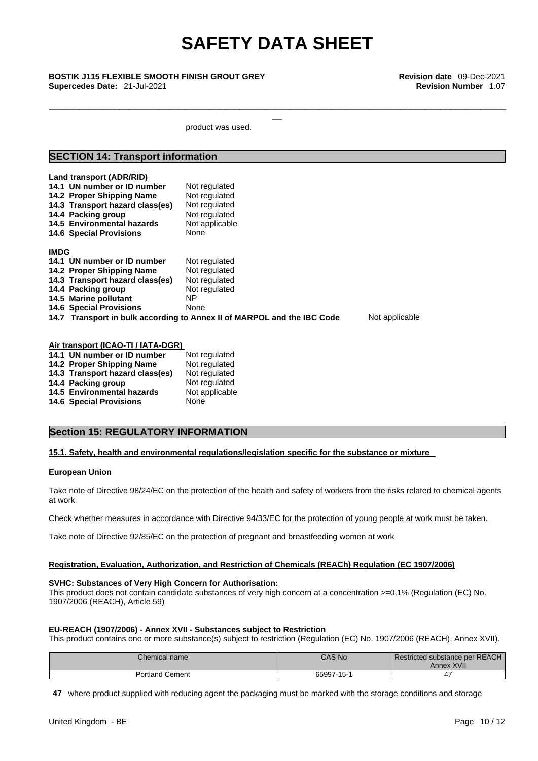product was used.

## SECTION 14: Transport information

**Land transport (ADR/RID)**

| | |
|---|---|
| **14.1 UN number or ID number** | Not regulated |
| **14.2 Proper Shipping Name** | Not regulated |
| **14.3 Transport hazard class(es)** | Not regulated |
| **14.4 Packing group** | Not regulated |
| **14.5 Environmental hazards** | Not applicable |
| **14.6 Special Provisions** | None |

**IMDG**

| | |
|---|---|
| **14.1 UN number or ID number** | Not regulated |
| **14.2 Proper Shipping Name** | Not regulated |
| **14.3 Transport hazard class(es)** | Not regulated |
| **14.4 Packing group** | Not regulated |
| **14.5 Marine pollutant** | NP |
| **14.6 Special Provisions** | None |
| **14.7 Transport in bulk according to Annex II of MARPOL and the IBC Code** | Not applicable |

**Air transport (ICAO-TI / IATA-DGR)**

| | |
|---|---|
| **14.1 UN number or ID number** | Not regulated |
| **14.2 Proper Shipping Name** | Not regulated |
| **14.3 Transport hazard class(es)** | Not regulated |
| **14.4 Packing group** | Not regulated |
| **14.5 Environmental hazards** | Not applicable |
| **14.6 Special Provisions** | None |

## Section 15: REGULATORY INFORMATION

**15.1. Safety, health and environmental regulations/legislation specific for the substance or mixture**

**European Union**

Take note of Directive 98/24/EC on the protection of the health and safety of workers from the risks related to chemical agents at work

Check whether measures in accordance with Directive 94/33/EC for the protection of young people at work must be taken.

Take note of Directive 92/85/EC on the protection of pregnant and breastfeeding women at work

**Registration, Evaluation, Authorization, and Restriction of Chemicals (REACh) Regulation (EC 1907/2006)**

**SVHC: Substances of Very High Concern for Authorisation:**

This product does not contain candidate substances of very high concern at a concentration >=0.1% (Regulation (EC) No. 1907/2006 (REACH), Article 59)

**EU-REACH (1907/2006) - Annex XVII - Substances subject to Restriction**

This product contains one or more substance(s) subject to restriction (Regulation (EC) No. 1907/2006 (REACH), Annex XVII).

| Chemical name | CAS No | Restricted substance per REACH Annex XVII |
|---|---|---|
| Portland Cement | 65997-15-1 | 47 |

**47** where product supplied with reducing agent the packaging must be marked with the storage conditions and storage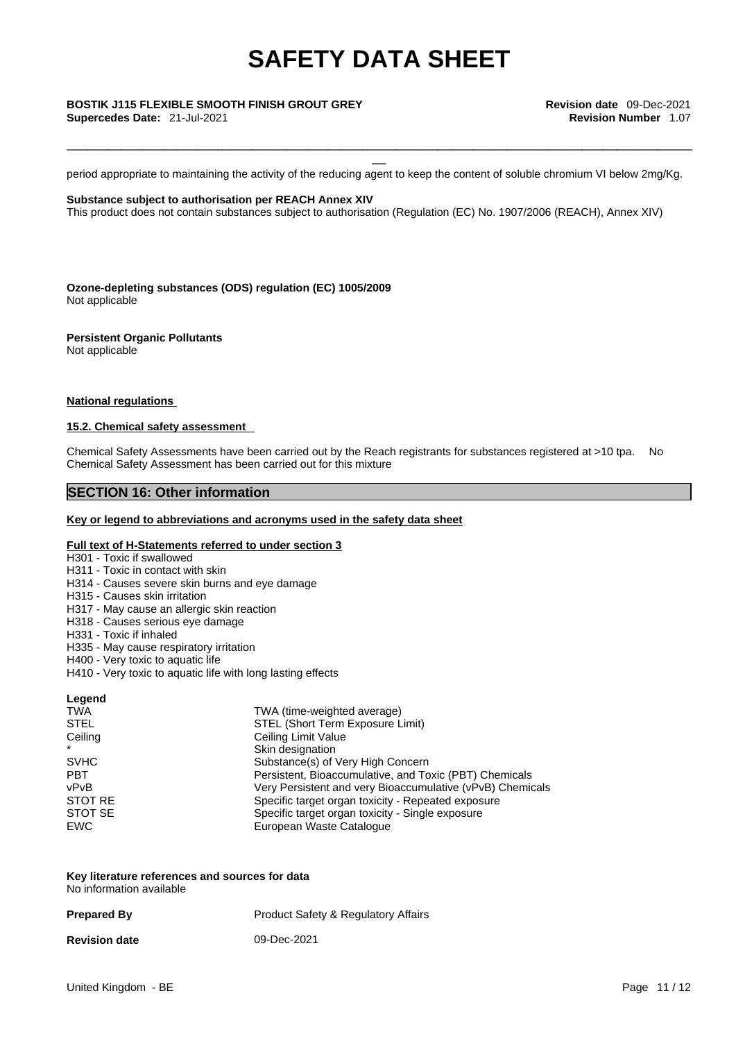period appropriate to maintaining the activity of the reducing agent to keep the content of soluble chromium VI below 2mg/Kg.

**Substance subject to authorisation per REACH Annex XIV**
This product does not contain substances subject to authorisation (Regulation (EC) No. 1907/2006 (REACH), Annex XIV)

**Ozone-depleting substances (ODS) regulation (EC) 1005/2009**
Not applicable

**Persistent Organic Pollutants**
Not applicable

**National regulations**

**15.2. Chemical safety assessment**

Chemical Safety Assessments have been carried out by the Reach registrants for substances registered at >10 tpa. No Chemical Safety Assessment has been carried out for this mixture

## SECTION 16: Other information

**Key or legend to abbreviations and acronyms used in the safety data sheet**

**Full text of H-Statements referred to under section 3**

H301 - Toxic if swallowed
H311 - Toxic in contact with skin
H314 - Causes severe skin burns and eye damage
H315 - Causes skin irritation
H317 - May cause an allergic skin reaction
H318 - Causes serious eye damage
H331 - Toxic if inhaled
H335 - May cause respiratory irritation
H400 - Very toxic to aquatic life
H410 - Very toxic to aquatic life with long lasting effects

**Legend**

| | |
|---|---|
| TWA | TWA (time-weighted average) |
| STEL | STEL (Short Term Exposure Limit) |
| Ceiling | Ceiling Limit Value |
| * | Skin designation |
| SVHC | Substance(s) of Very High Concern |
| PBT | Persistent, Bioaccumulative, and Toxic (PBT) Chemicals |
| vPvB | Very Persistent and very Bioaccumulative (vPvB) Chemicals |
| STOT RE | Specific target organ toxicity - Repeated exposure |
| STOT SE | Specific target organ toxicity - Single exposure |
| EWC | European Waste Catalogue |

**Key literature references and sources for data**
No information available

**Prepared By** Product Safety & Regulatory Affairs

**Revision date** 09-Dec-2021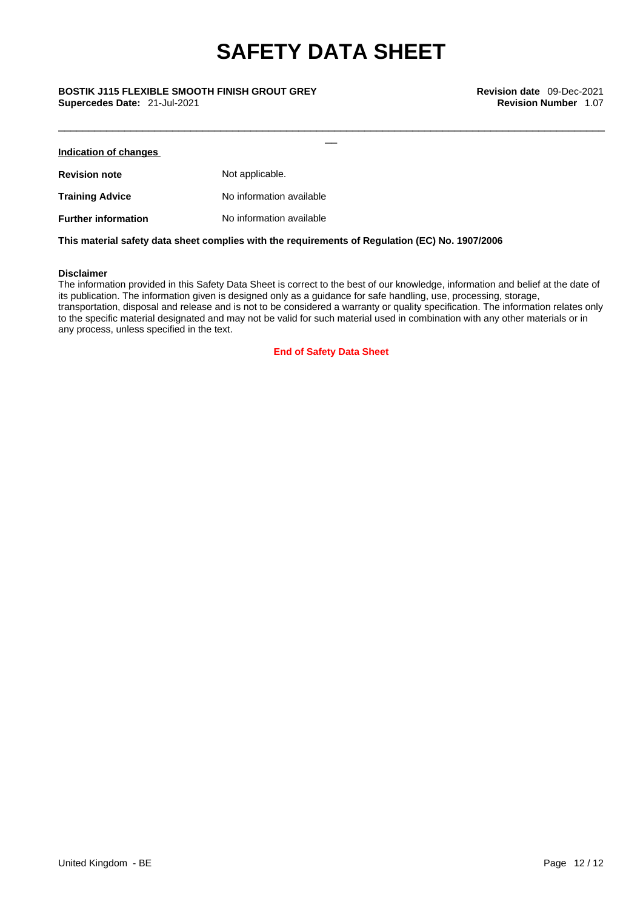**Indication of changes**

| | |
|---|---|
| **Revision note** | Not applicable. |
| **Training Advice** | No information available |
| **Further information** | No information available |

**This material safety data sheet complies with the requirements of Regulation (EC) No. 1907/2006**

**Disclaimer**

The information provided in this Safety Data Sheet is correct to the best of our knowledge, information and belief at the date of its publication. The information given is designed only as a guidance for safe handling, use, processing, storage, transportation, disposal and release and is not to be considered a warranty or quality specification. The information relates only to the specific material designated and may not be valid for such material used in combination with any other materials or in any process, unless specified in the text.

**End of Safety Data Sheet**